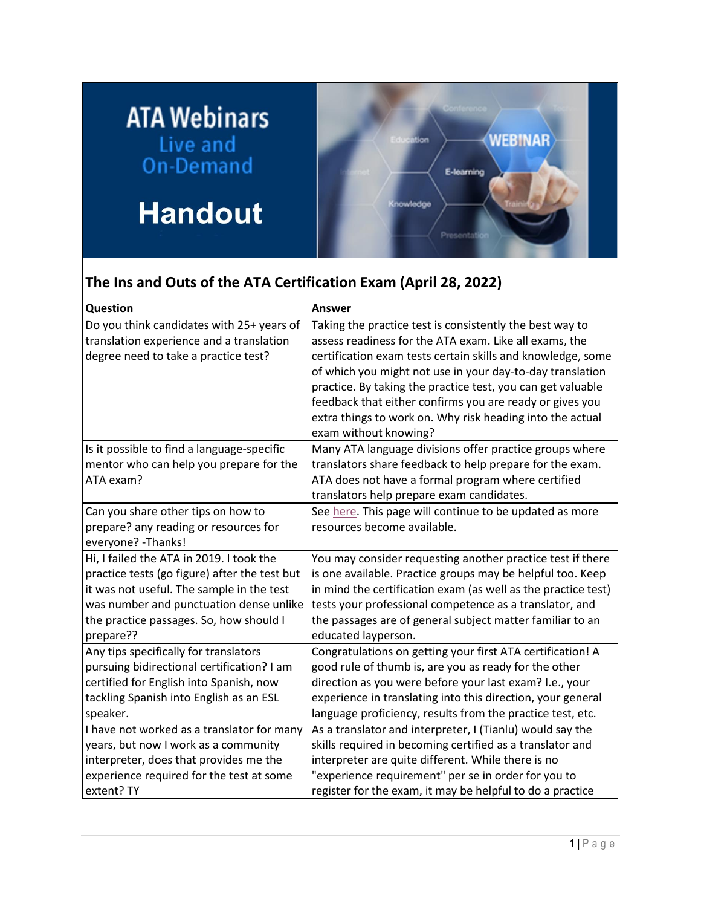# ATA Webinars
## Live and On-Demand

# Handout

## The Ins and Outs of the ATA Certification Exam (April 28, 2022)

| Question | Answer |
|---|---|
| Do you think candidates with 25+ years of translation experience and a translation degree need to take a practice test? | Taking the practice test is consistently the best way to assess readiness for the ATA exam. Like all exams, the certification exam tests certain skills and knowledge, some of which you might not use in your day-to-day translation practice. By taking the practice test, you can get valuable feedback that either confirms you are ready or gives you extra things to work on. Why risk heading into the actual exam without knowing? |
| Is it possible to find a language-specific mentor who can help you prepare for the ATA exam? | Many ATA language divisions offer practice groups where translators share feedback to help prepare for the exam. ATA does not have a formal program where certified translators help prepare exam candidates. |
| Can you share other tips on how to prepare? any reading or resources for everyone? -Thanks! | See here. This page will continue to be updated as more resources become available. |
| Hi, I failed the ATA in 2019. I took the practice tests (go figure) after the test but it was not useful. The sample in the test was number and punctuation dense unlike the practice passages. So, how should I prepare?? | You may consider requesting another practice test if there is one available. Practice groups may be helpful too. Keep in mind the certification exam (as well as the practice test) tests your professional competence as a translator, and the passages are of general subject matter familiar to an educated layperson. |
| Any tips specifically for translators pursuing bidirectional certification? I am certified for English into Spanish, now tackling Spanish into English as an ESL speaker. | Congratulations on getting your first ATA certification! A good rule of thumb is, are you as ready for the other direction as you were before your last exam? I.e., your experience in translating into this direction, your general language proficiency, results from the practice test, etc. |
| I have not worked as a translator for many years, but now I work as a community interpreter, does that provides me the experience required for the test at some extent? TY | As a translator and interpreter, I (Tianlu) would say the skills required in becoming certified as a translator and interpreter are quite different. While there is no "experience requirement" per se in order for you to register for the exam, it may be helpful to do a practice |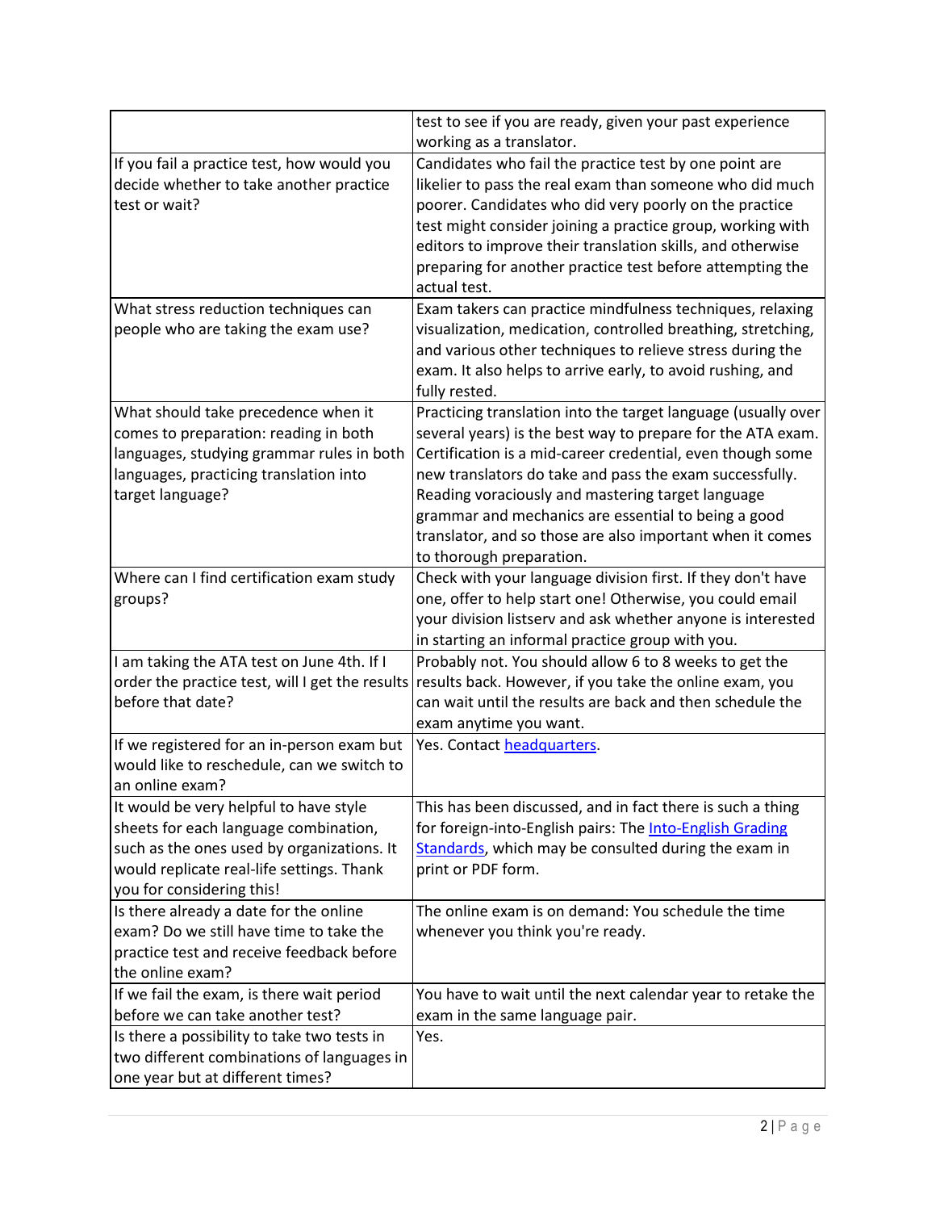| | |
|---|---|
| | test to see if you are ready, given your past experience working as a translator. |
| If you fail a practice test, how would you decide whether to take another practice test or wait? | Candidates who fail the practice test by one point are likelier to pass the real exam than someone who did much poorer. Candidates who did very poorly on the practice test might consider joining a practice group, working with editors to improve their translation skills, and otherwise preparing for another practice test before attempting the actual test. |
| What stress reduction techniques can people who are taking the exam use? | Exam takers can practice mindfulness techniques, relaxing visualization, medication, controlled breathing, stretching, and various other techniques to relieve stress during the exam. It also helps to arrive early, to avoid rushing, and fully rested. |
| What should take precedence when it comes to preparation: reading in both languages, studying grammar rules in both languages, practicing translation into target language? | Practicing translation into the target language (usually over several years) is the best way to prepare for the ATA exam. Certification is a mid-career credential, even though some new translators do take and pass the exam successfully. Reading voraciously and mastering target language grammar and mechanics are essential to being a good translator, and so those are also important when it comes to thorough preparation. |
| Where can I find certification exam study groups? | Check with your language division first. If they don't have one, offer to help start one! Otherwise, you could email your division listserv and ask whether anyone is interested in starting an informal practice group with you. |
| I am taking the ATA test on June 4th. If I order the practice test, will I get the results before that date? | Probably not. You should allow 6 to 8 weeks to get the results back. However, if you take the online exam, you can wait until the results are back and then schedule the exam anytime you want. |
| If we registered for an in-person exam but would like to reschedule, can we switch to an online exam? | Yes. Contact headquarters. |
| It would be very helpful to have style sheets for each language combination, such as the ones used by organizations. It would replicate real-life settings. Thank you for considering this! | This has been discussed, and in fact there is such a thing for foreign-into-English pairs: The Into-English Grading Standards, which may be consulted during the exam in print or PDF form. |
| Is there already a date for the online exam? Do we still have time to take the practice test and receive feedback before the online exam? | The online exam is on demand: You schedule the time whenever you think you're ready. |
| If we fail the exam, is there wait period before we can take another test? | You have to wait until the next calendar year to retake the exam in the same language pair. |
| Is there a possibility to take two tests in two different combinations of languages in one year but at different times? | Yes. |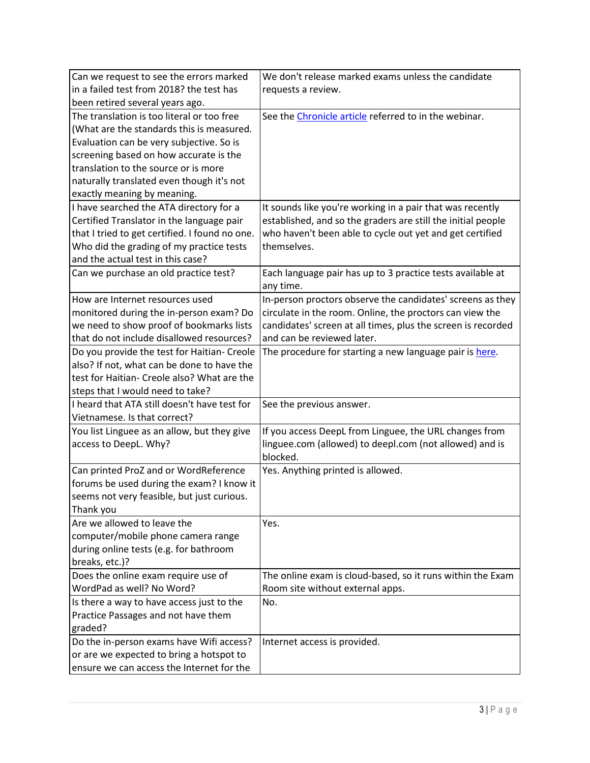| | |
|---|---|
| Can we request to see the errors marked in a failed test from 2018? the test has been retired several years ago. | We don't release marked exams unless the candidate requests a review. |
| The translation is too literal or too free (What are the standards this is measured. Evaluation can be very subjective. So is screening based on how accurate is the translation to the source or is more naturally translated even though it's not exactly meaning by meaning. | See the [Chronicle article]() referred to in the webinar. |
| I have searched the ATA directory for a Certified Translator in the language pair that I tried to get certified. I found no one. Who did the grading of my practice tests and the actual test in this case? | It sounds like you're working in a pair that was recently established, and so the graders are still the initial people who haven't been able to cycle out yet and get certified themselves. |
| Can we purchase an old practice test? | Each language pair has up to 3 practice tests available at any time. |
| How are Internet resources used monitored during the in-person exam? Do we need to show proof of bookmarks lists that do not include disallowed resources? | In-person proctors observe the candidates' screens as they circulate in the room. Online, the proctors can view the candidates' screen at all times, plus the screen is recorded and can be reviewed later. |
| Do you provide the test for Haitian- Creole also? If not, what can be done to have the test for Haitian- Creole also? What are the steps that I would need to take? | The procedure for starting a new language pair is [here](). |
| I heard that ATA still doesn't have test for Vietnamese. Is that correct? | See the previous answer. |
| You list Linguee as an allow, but they give access to DeepL. Why? | If you access DeepL from Linguee, the URL changes from linguee.com (allowed) to deepl.com (not allowed) and is blocked. |
| Can printed ProZ and or WordReference forums be used during the exam? I know it seems not very feasible, but just curious. Thank you | Yes. Anything printed is allowed. |
| Are we allowed to leave the computer/mobile phone camera range during online tests (e.g. for bathroom breaks, etc.)? | Yes. |
| Does the online exam require use of WordPad as well? No Word? | The online exam is cloud-based, so it runs within the Exam Room site without external apps. |
| Is there a way to have access just to the Practice Passages and not have them graded? | No. |
| Do the in-person exams have Wifi access? or are we expected to bring a hotspot to ensure we can access the Internet for the | Internet access is provided. |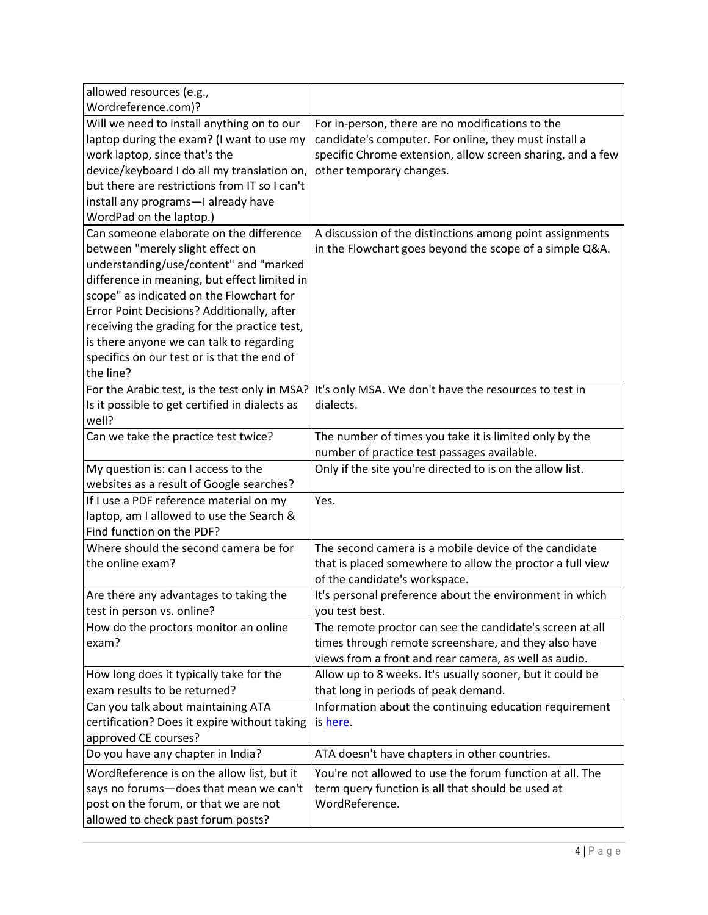| | |
|---|---|
| allowed resources (e.g., Wordreference.com)? | |
| Will we need to install anything on to our laptop during the exam? (I want to use my work laptop, since that's the device/keyboard I do all my translation on, but there are restrictions from IT so I can't install any programs—I already have WordPad on the laptop.) | For in-person, there are no modifications to the candidate's computer. For online, they must install a specific Chrome extension, allow screen sharing, and a few other temporary changes. |
| Can someone elaborate on the difference between "merely slight effect on understanding/use/content" and "marked difference in meaning, but effect limited in scope" as indicated on the Flowchart for Error Point Decisions? Additionally, after receiving the grading for the practice test, is there anyone we can talk to regarding specifics on our test or is that the end of the line? | A discussion of the distinctions among point assignments in the Flowchart goes beyond the scope of a simple Q&A. |
| For the Arabic test, is the test only in MSA? Is it possible to get certified in dialects as well? | It's only MSA. We don't have the resources to test in dialects. |
| Can we take the practice test twice? | The number of times you take it is limited only by the number of practice test passages available. |
| My question is: can I access to the websites as a result of Google searches? | Only if the site you're directed to is on the allow list. |
| If I use a PDF reference material on my laptop, am I allowed to use the Search & Find function on the PDF? | Yes. |
| Where should the second camera be for the online exam? | The second camera is a mobile device of the candidate that is placed somewhere to allow the proctor a full view of the candidate's workspace. |
| Are there any advantages to taking the test in person vs. online? | It's personal preference about the environment in which you test best. |
| How do the proctors monitor an online exam? | The remote proctor can see the candidate's screen at all times through remote screenshare, and they also have views from a front and rear camera, as well as audio. |
| How long does it typically take for the exam results to be returned? | Allow up to 8 weeks. It's usually sooner, but it could be that long in periods of peak demand. |
| Can you talk about maintaining ATA certification? Does it expire without taking approved CE courses? | Information about the continuing education requirement is [here](). |
| Do you have any chapter in India? | ATA doesn't have chapters in other countries. |
| WordReference is on the allow list, but it says no forums—does that mean we can't post on the forum, or that we are not allowed to check past forum posts? | You're not allowed to use the forum function at all. The term query function is all that should be used at WordReference. |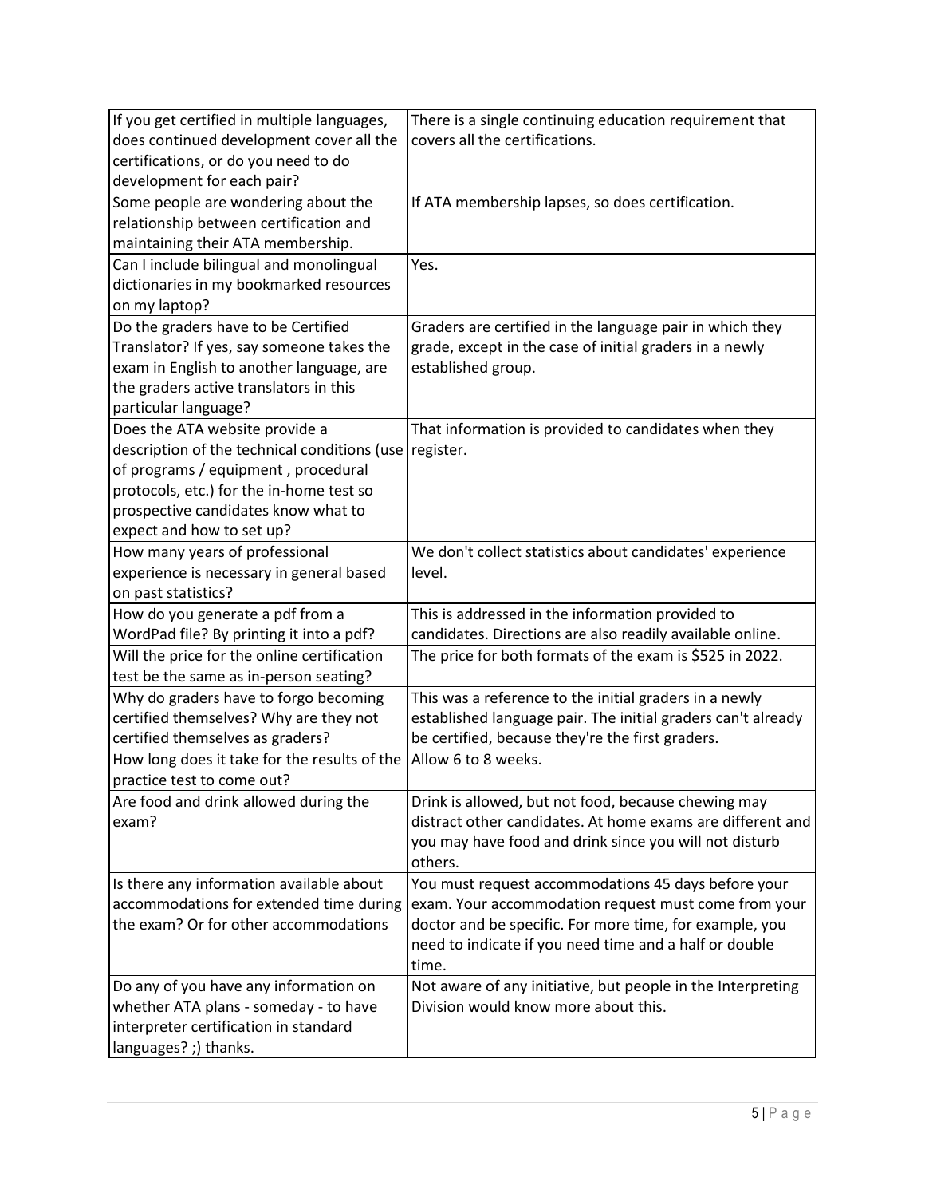| | |
|---|---|
| If you get certified in multiple languages, does continued development cover all the certifications, or do you need to do development for each pair? | There is a single continuing education requirement that covers all the certifications. |
| Some people are wondering about the relationship between certification and maintaining their ATA membership. | If ATA membership lapses, so does certification. |
| Can I include bilingual and monolingual dictionaries in my bookmarked resources on my laptop? | Yes. |
| Do the graders have to be Certified Translator? If yes, say someone takes the exam in English to another language, are the graders active translators in this particular language? | Graders are certified in the language pair in which they grade, except in the case of initial graders in a newly established group. |
| Does the ATA website provide a description of the technical conditions (use of programs / equipment , procedural protocols, etc.) for the in-home test so prospective candidates know what to expect and how to set up? | That information is provided to candidates when they register. |
| How many years of professional experience is necessary in general based on past statistics? | We don't collect statistics about candidates' experience level. |
| How do you generate a pdf from a WordPad file? By printing it into a pdf? | This is addressed in the information provided to candidates. Directions are also readily available online. |
| Will the price for the online certification test be the same as in-person seating? | The price for both formats of the exam is $525 in 2022. |
| Why do graders have to forgo becoming certified themselves? Why are they not certified themselves as graders? | This was a reference to the initial graders in a newly established language pair. The initial graders can't already be certified, because they're the first graders. |
| How long does it take for the results of the practice test to come out? | Allow 6 to 8 weeks. |
| Are food and drink allowed during the exam? | Drink is allowed, but not food, because chewing may distract other candidates. At home exams are different and you may have food and drink since you will not disturb others. |
| Is there any information available about accommodations for extended time during the exam? Or for other accommodations | You must request accommodations 45 days before your exam. Your accommodation request must come from your doctor and be specific. For more time, for example, you need to indicate if you need time and a half or double time. |
| Do any of you have any information on whether ATA plans - someday - to have interpreter certification in standard languages? ;) thanks. | Not aware of any initiative, but people in the Interpreting Division would know more about this. |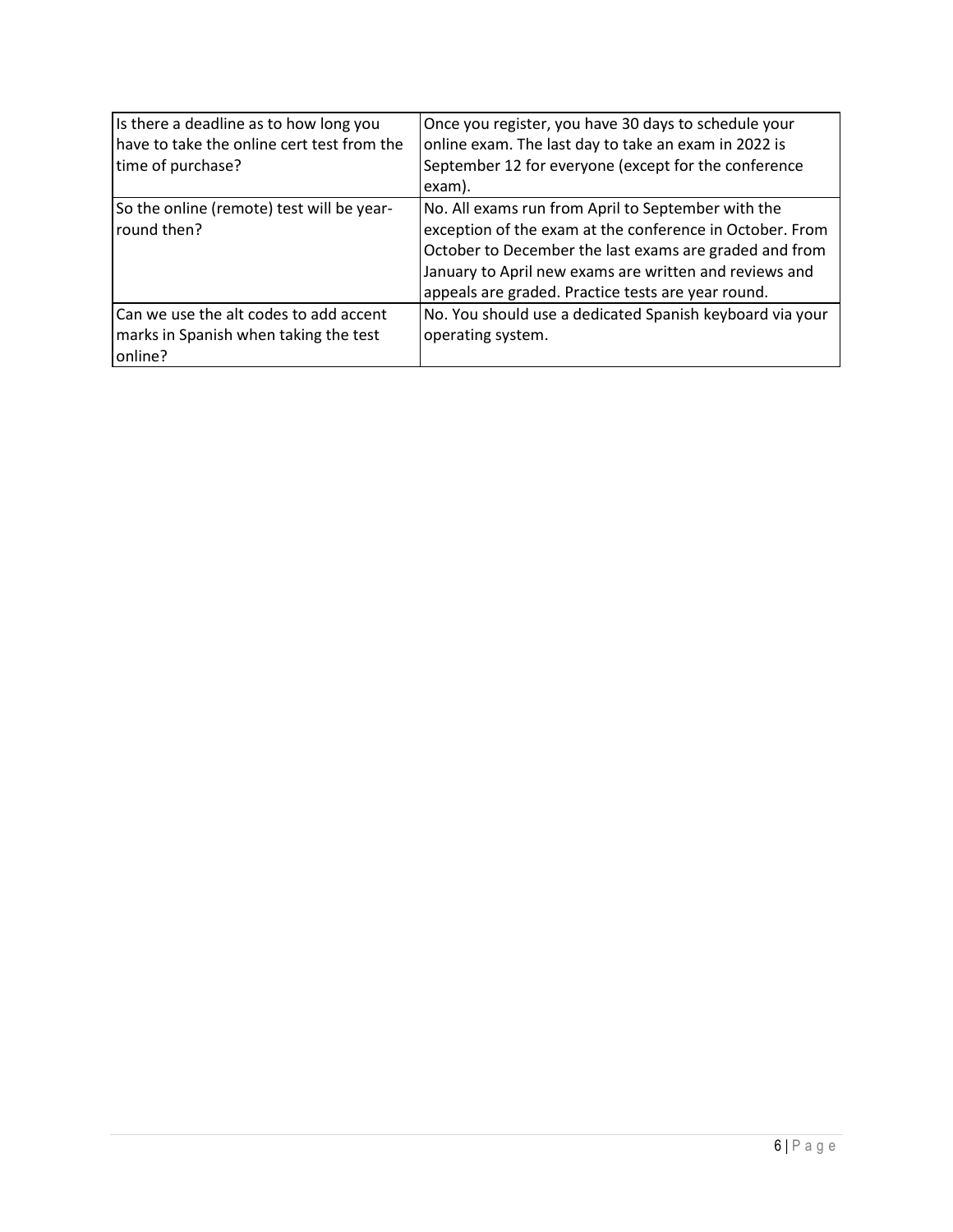| | |
|---|---|
| Is there a deadline as to how long you have to take the online cert test from the time of purchase? | Once you register, you have 30 days to schedule your online exam. The last day to take an exam in 2022 is September 12 for everyone (except for the conference exam). |
| So the online (remote) test will be year-round then? | No. All exams run from April to September with the exception of the exam at the conference in October. From October to December the last exams are graded and from January to April new exams are written and reviews and appeals are graded. Practice tests are year round. |
| Can we use the alt codes to add accent marks in Spanish when taking the test online? | No. You should use a dedicated Spanish keyboard via your operating system. |